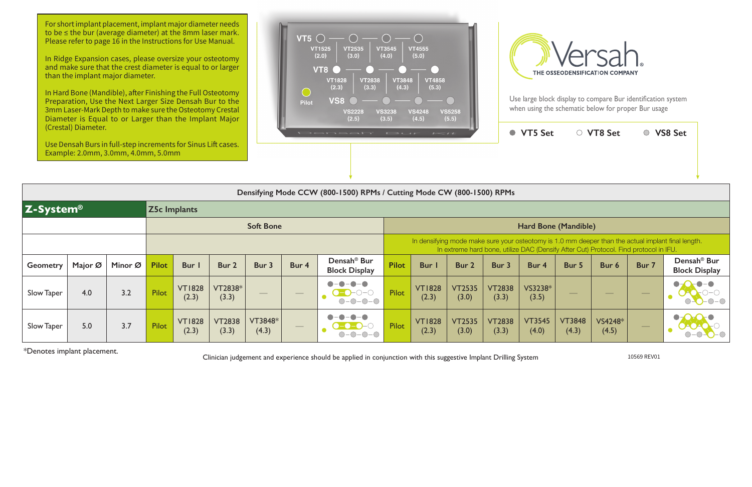For short implant placement, implant major diameter needs to be ≤ the bur (average diameter) at the 8mm laser mark. Please refer to page 16 in the Instructions for Use Manual.

In Ridge Expansion cases, please oversize your osteotomy and make sure that the crest diameter is equal to or larger than the implant major diameter.

In Hard Bone (Mandible), after Finishing the Full Osteotomy Preparation, Use the Next Larger Size Densah Bur to the 3mm Laser-Mark Depth to make sure the Osteotomy Crestal Diameter is Equal to or Larger than the Implant Major (Crestal) Diameter.

Use Densah Burs in full-step increments for Sinus Lift cases. Example: 2.0mm, 3.0mm, 4.0mm, 5.0mm

VT5: VT1525 (2.0), VT2535 (3.0), VT3545 (4.0), VT4555 (5.0)
VT8: VT1828 (2.3), VT2838 (3.3), VT3848 (4.3), VT4858 (5.3)
Pilot
VS8: VS2228 (2.5), VS3238 (3.5), VS4248 (4.5), VS5258 (5.5)

Densah Bur Kit

Versah® THE OSSEODENSIFICATION COMPANY

Use large block display to compare Bur identification system when using the schematic below for proper Bur usage

● VT5 Set ○ VT8 Set ● VS8 Set

| Densifying Mode CCW (800-1500) RPMs / Cutting Mode CW (800-1500) RPMs | | | | | | | | | | | | | | | | | | |
|---|---|---|---|---|---|---|---|---|---|---|---|---|---|---|---|---|---|---|
| **Z-System®** | | | Z5c Implants | | | | | | | | | | | | | | | |
| | | | Soft Bone | | | | | | Hard Bone (Mandible) | | | | | | | | | |
| | | | | | | | | | In densifying mode make sure your osteotomy is 1.0 mm deeper than the actual implant final length. In extreme hard bone, utilize DAC (Densify After Cut) Protocol. Find protocol in IFU. | | | | | | | | | |
| Geometry | Major Ø | Minor Ø | Pilot | Bur 1 | Bur 2 | Bur 3 | Bur 4 | Densah® Bur Block Display | Pilot | Bur 1 | Bur 2 | Bur 3 | Bur 4 | Bur 5 | Bur 6 | Bur 7 | Densah® Bur Block Display |
| Slow Taper | 4.0 | 3.2 | Pilot | VT1828 (2.3) | VT2838* (3.3) | — | — | | Pilot | VT1828 (2.3) | VT2535 (3.0) | VT2838 (3.3) | VS3238* (3.5) | — | — | — | |
| Slow Taper | 5.0 | 3.7 | Pilot | VT1828 (2.3) | VT2838 (3.3) | VT3848* (4.3) | — | | Pilot | VT1828 (2.3) | VT2535 (3.0) | VT2838 (3.3) | VT3545 (4.0) | VT3848 (4.3) | VS4248* (4.5) | — | |

*Denotes implant placement.

Clinician judgement and experience should be applied in conjunction with this suggestive Implant Drilling System

10569 REV01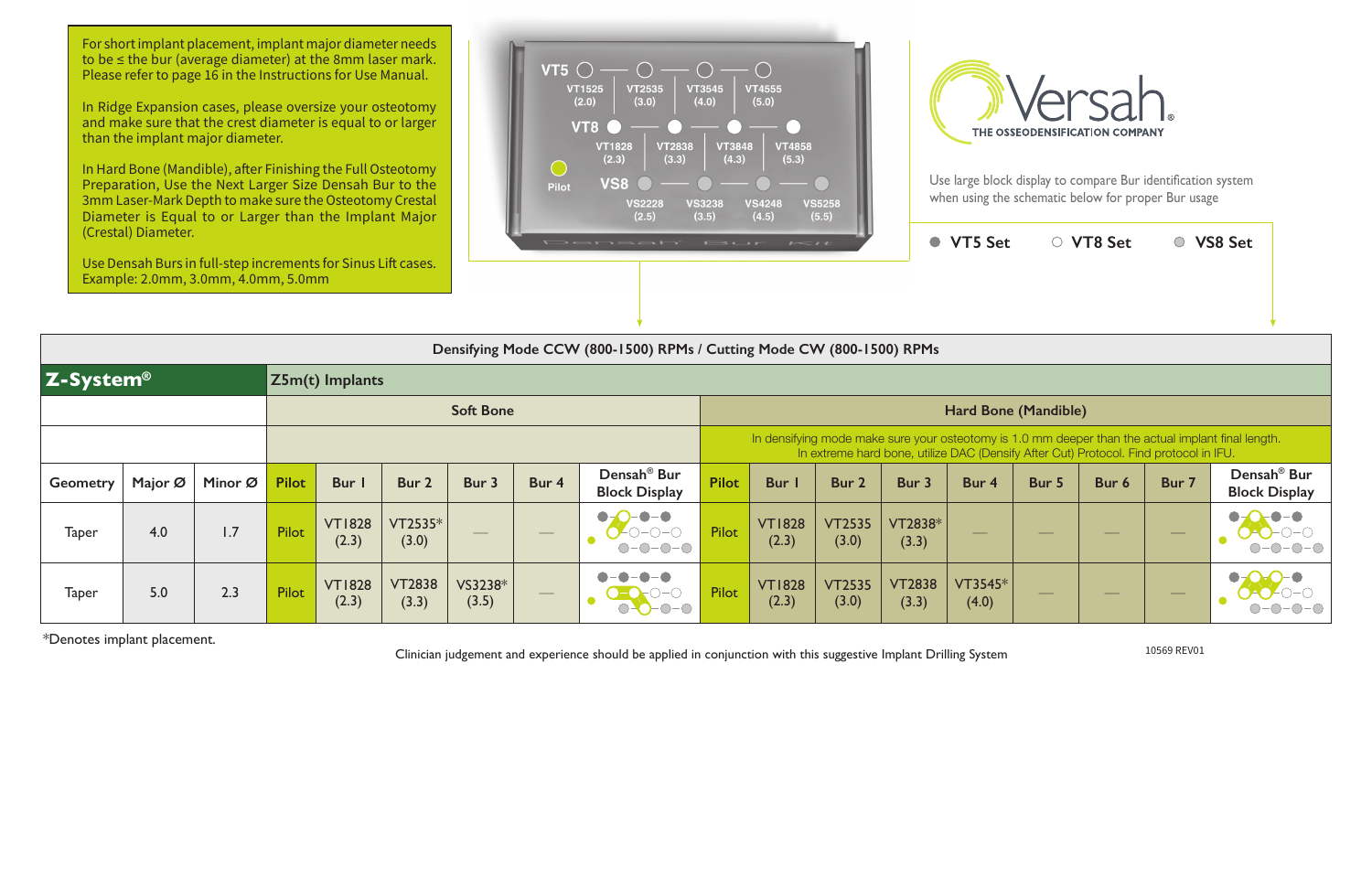For short implant placement, implant major diameter needs to be ≤ the bur (average diameter) at the 8mm laser mark. Please refer to page 16 in the Instructions for Use Manual.

In Ridge Expansion cases, please oversize your osteotomy and make sure that the crest diameter is equal to or larger than the implant major diameter.

In Hard Bone (Mandible), after Finishing the Full Osteotomy Preparation, Use the Next Larger Size Densah Bur to the 3mm Laser-Mark Depth to make sure the Osteotomy Crestal Diameter is Equal to or Larger than the Implant Major (Crestal) Diameter.

Use Densah Burs in full-step increments for Sinus Lift cases. Example: 2.0mm, 3.0mm, 4.0mm, 5.0mm

VT5: VT1525 (2.0), VT2535 (3.0), VT3545 (4.0), VT4555 (5.0)

VT8: VT1828 (2.3), VT2838 (3.3), VT3848 (4.3), VT4858 (5.3)

Pilot

VS8: VS2228 (2.5), VS3238 (3.5), VS4248 (4.5), VS5258 (5.5)

Densah Bur Kit

Versah® THE OSSEODENSIFICATION COMPANY

Use large block display to compare Bur identification system when using the schematic below for proper Bur usage

● VT5 Set ○ VT8 Set ● VS8 Set

| Densifying Mode CCW (800-1500) RPMs / Cutting Mode CW (800-1500) RPMs | | | | | | | | | | | | | | | | | |
|---|---|---|---|---|---|---|---|---|---|---|---|---|---|---|---|---|---|
| **Z-System®** | | | Z5m(t) Implants | | | | | | | | | | | | | | |
| | | | Soft Bone | | | | | | Hard Bone (Mandible) | | | | | | | | |
| | | | | | | | | | In densifying mode make sure your osteotomy is 1.0 mm deeper than the actual implant final length. In extreme hard bone, utilize DAC (Densify After Cut) Protocol. Find protocol in IFU. | | | | | | | | |
| Geometry | Major Ø | Minor Ø | Pilot | Bur 1 | Bur 2 | Bur 3 | Bur 4 | Densah® Bur Block Display | Pilot | Bur 1 | Bur 2 | Bur 3 | Bur 4 | Bur 5 | Bur 6 | Bur 7 | Densah® Bur Block Display |
| Taper | 4.0 | 1.7 | Pilot | VT1828 (2.3) | VT2535* (3.0) | — | — | | Pilot | VT1828 (2.3) | VT2535 (3.0) | VT2838* (3.3) | — | — | — | — | |
| Taper | 5.0 | 2.3 | Pilot | VT1828 (2.3) | VT2838 (3.3) | VS3238* (3.5) | — | | Pilot | VT1828 (2.3) | VT2535 (3.0) | VT2838 (3.3) | VT3545* (4.0) | — | — | — | |

*Denotes implant placement.

Clinician judgement and experience should be applied in conjunction with this suggestive Implant Drilling System

10569 REV01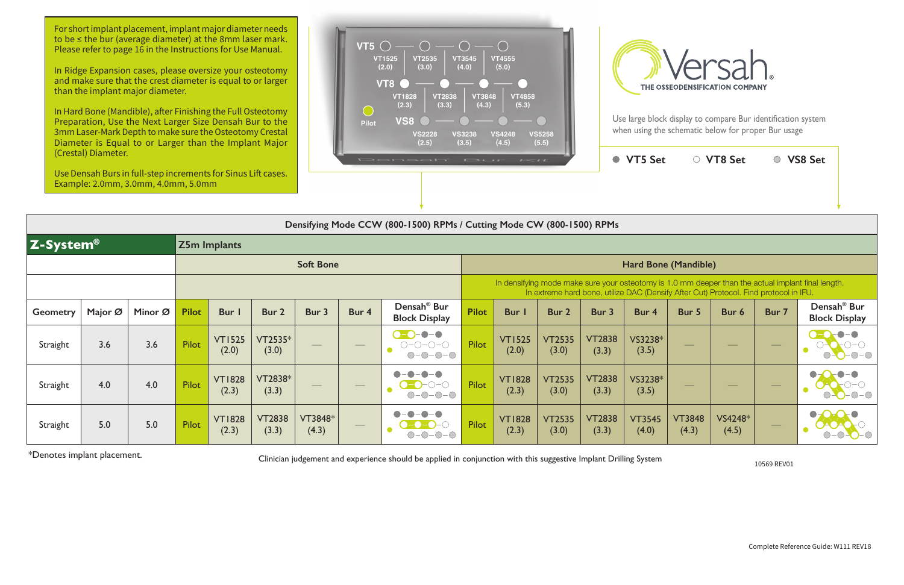For short implant placement, implant major diameter needs to be ≤ the bur (average diameter) at the 8mm laser mark. Please refer to page 16 in the Instructions for Use Manual.

In Ridge Expansion cases, please oversize your osteotomy and make sure that the crest diameter is equal to or larger than the implant major diameter.

In Hard Bone (Mandible), after Finishing the Full Osteotomy Preparation, Use the Next Larger Size Densah Bur to the 3mm Laser-Mark Depth to make sure the Osteotomy Crestal Diameter is Equal to or Larger than the Implant Major (Crestal) Diameter.

Use Densah Burs in full-step increments for Sinus Lift cases. Example: 2.0mm, 3.0mm, 4.0mm, 5.0mm

VT5: VT1525 (2.0) — VT2535 (3.0) — VT3545 (4.0) — VT4555 (5.0)
VT8: VT1828 (2.3) — VT2838 (3.3) — VT3848 (4.3) — VT4858 (5.3)
Pilot
VS8: VS2228 (2.5) — VS3238 (3.5) — VS4248 (4.5) — VS5258 (5.5)

Densah Bur Kit

Versah® THE OSSEODENSIFICATION COMPANY

Use large block display to compare Bur identification system when using the schematic below for proper Bur usage

● VT5 Set ○ VT8 Set ◎ VS8 Set

| Densifying Mode CCW (800-1500) RPMs / Cutting Mode CW (800-1500) RPMs | | | | | | | | | | | | | | | | | | |
|---|---|---|---|---|---|---|---|---|---|---|---|---|---|---|---|---|---|---|
| **Z-System®** | | | Z5m Implants | | | | | | | | | | | | | | | |
| | | | Soft Bone | | | | | | Hard Bone (Mandible) | | | | | | | | | |
| | | | | | | | | | In densifying mode make sure your osteotomy is 1.0 mm deeper than the actual implant final length. In extreme hard bone, utilize DAC (Densify After Cut) Protocol. Find protocol in IFU. | | | | | | | | | |
| Geometry | Major Ø | Minor Ø | Pilot | Bur 1 | Bur 2 | Bur 3 | Bur 4 | Densah® Bur Block Display | Pilot | Bur 1 | Bur 2 | Bur 3 | Bur 4 | Bur 5 | Bur 6 | Bur 7 | Densah® Bur Block Display |
| Straight | 3.6 | 3.6 | Pilot | VT1525 (2.0) | VT2535* (3.0) | — | — | | Pilot | VT1525 (2.0) | VT2535 (3.0) | VT2838 (3.3) | VS3238* (3.5) | — | — | — | |
| Straight | 4.0 | 4.0 | Pilot | VT1828 (2.3) | VT2838* (3.3) | — | — | | Pilot | VT1828 (2.3) | VT2535 (3.0) | VT2838 (3.3) | VS3238* (3.5) | — | — | — | |
| Straight | 5.0 | 5.0 | Pilot | VT1828 (2.3) | VT2838 (3.3) | VT3848* (4.3) | — | | Pilot | VT1828 (2.3) | VT2535 (3.0) | VT2838 (3.3) | VT3545 (4.0) | VT3848 (4.3) | VS4248* (4.5) | — | |

*Denotes implant placement.

Clinician judgement and experience should be applied in conjunction with this suggestive Implant Drilling System

10569 REV01

Complete Reference Guide: W111 REV18